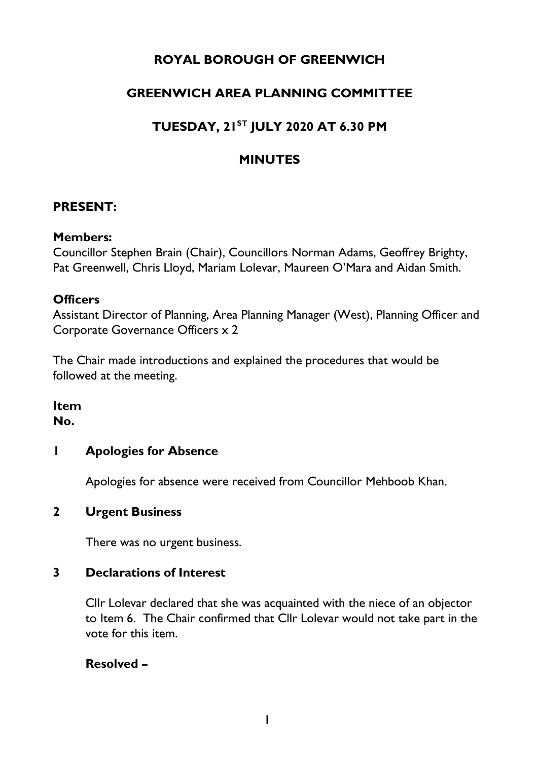# ROYAL BOROUGH OF GREENWICH

## GREENWICH AREA PLANNING COMMITTEE

## TUESDAY, 21ST JULY 2020 AT 6.30 PM

## MINUTES

### PRESENT:

**Members:**
Councillor Stephen Brain (Chair), Councillors Norman Adams, Geoffrey Brighty, Pat Greenwell, Chris Lloyd, Mariam Lolevar, Maureen O'Mara and Aidan Smith.

**Officers**
Assistant Director of Planning, Area Planning Manager (West), Planning Officer and Corporate Governance Officers x 2

The Chair made introductions and explained the procedures that would be followed at the meeting.

**Item No.**

**1 Apologies for Absence**

Apologies for absence were received from Councillor Mehboob Khan.

**2 Urgent Business**

There was no urgent business.

**3 Declarations of Interest**

Cllr Lolevar declared that she was acquainted with the niece of an objector to Item 6. The Chair confirmed that Cllr Lolevar would not take part in the vote for this item.

**Resolved –**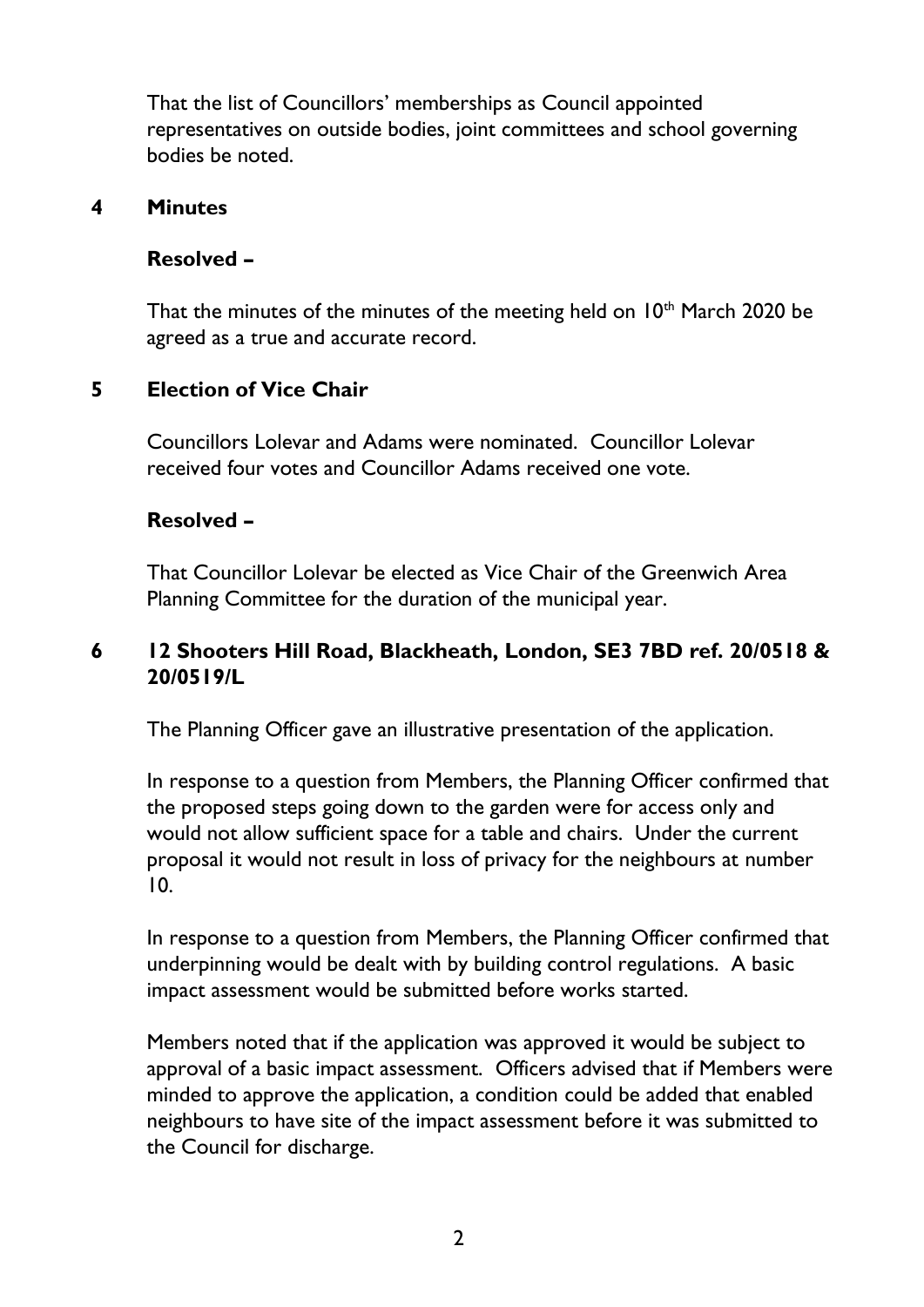That the list of Councillors' memberships as Council appointed representatives on outside bodies, joint committees and school governing bodies be noted.

## 4 Minutes

**Resolved –**

That the minutes of the minutes of the meeting held on 10th March 2020 be agreed as a true and accurate record.

## 5 Election of Vice Chair

Councillors Lolevar and Adams were nominated. Councillor Lolevar received four votes and Councillor Adams received one vote.

**Resolved –**

That Councillor Lolevar be elected as Vice Chair of the Greenwich Area Planning Committee for the duration of the municipal year.

## 6 12 Shooters Hill Road, Blackheath, London, SE3 7BD ref. 20/0518 & 20/0519/L

The Planning Officer gave an illustrative presentation of the application.

In response to a question from Members, the Planning Officer confirmed that the proposed steps going down to the garden were for access only and would not allow sufficient space for a table and chairs. Under the current proposal it would not result in loss of privacy for the neighbours at number 10.

In response to a question from Members, the Planning Officer confirmed that underpinning would be dealt with by building control regulations. A basic impact assessment would be submitted before works started.

Members noted that if the application was approved it would be subject to approval of a basic impact assessment. Officers advised that if Members were minded to approve the application, a condition could be added that enabled neighbours to have site of the impact assessment before it was submitted to the Council for discharge.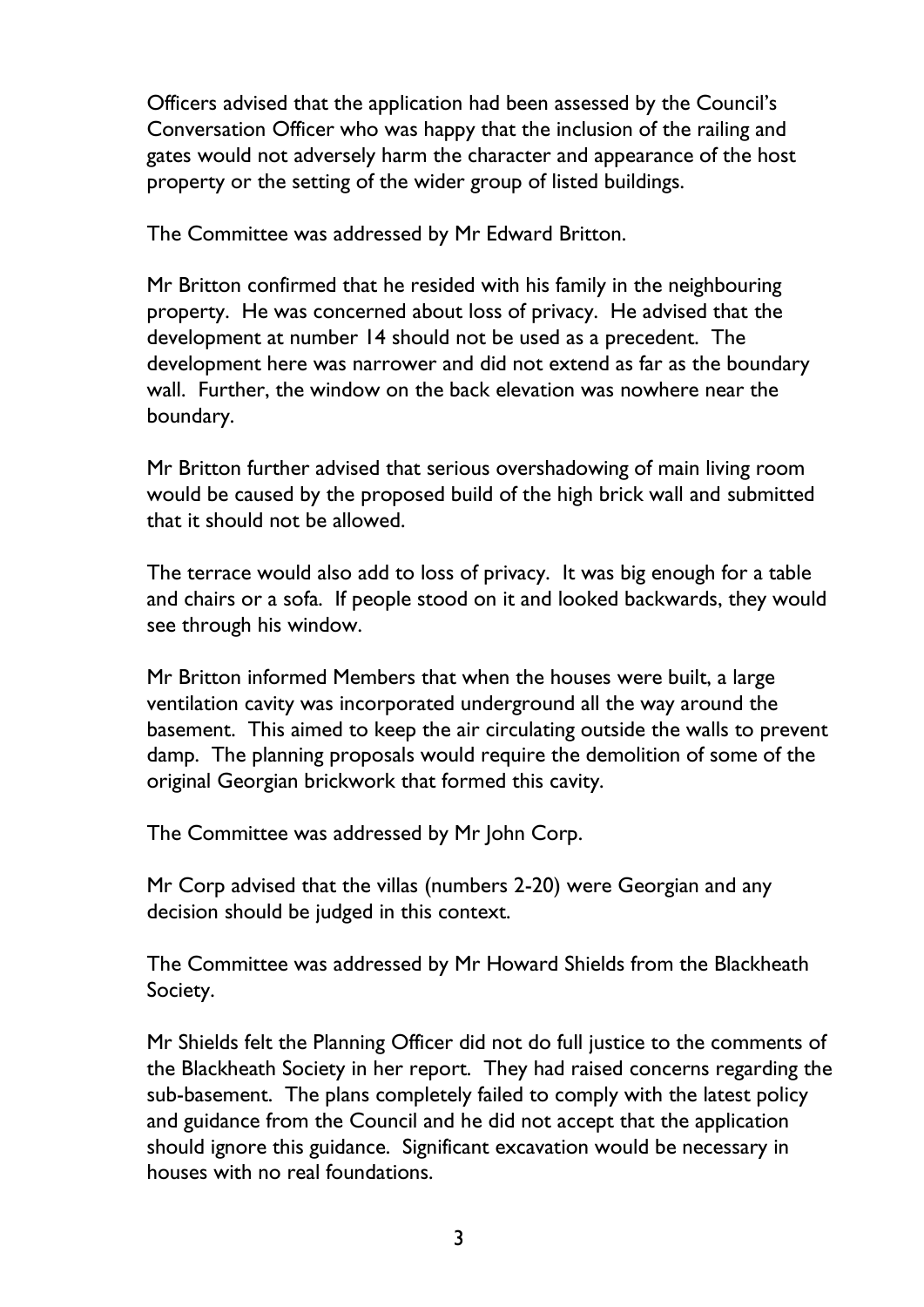Officers advised that the application had been assessed by the Council's Conversation Officer who was happy that the inclusion of the railing and gates would not adversely harm the character and appearance of the host property or the setting of the wider group of listed buildings.

The Committee was addressed by Mr Edward Britton.

Mr Britton confirmed that he resided with his family in the neighbouring property. He was concerned about loss of privacy. He advised that the development at number 14 should not be used as a precedent. The development here was narrower and did not extend as far as the boundary wall. Further, the window on the back elevation was nowhere near the boundary.

Mr Britton further advised that serious overshadowing of main living room would be caused by the proposed build of the high brick wall and submitted that it should not be allowed.

The terrace would also add to loss of privacy. It was big enough for a table and chairs or a sofa. If people stood on it and looked backwards, they would see through his window.

Mr Britton informed Members that when the houses were built, a large ventilation cavity was incorporated underground all the way around the basement. This aimed to keep the air circulating outside the walls to prevent damp. The planning proposals would require the demolition of some of the original Georgian brickwork that formed this cavity.

The Committee was addressed by Mr John Corp.

Mr Corp advised that the villas (numbers 2-20) were Georgian and any decision should be judged in this context.

The Committee was addressed by Mr Howard Shields from the Blackheath Society.

Mr Shields felt the Planning Officer did not do full justice to the comments of the Blackheath Society in her report. They had raised concerns regarding the sub-basement. The plans completely failed to comply with the latest policy and guidance from the Council and he did not accept that the application should ignore this guidance. Significant excavation would be necessary in houses with no real foundations.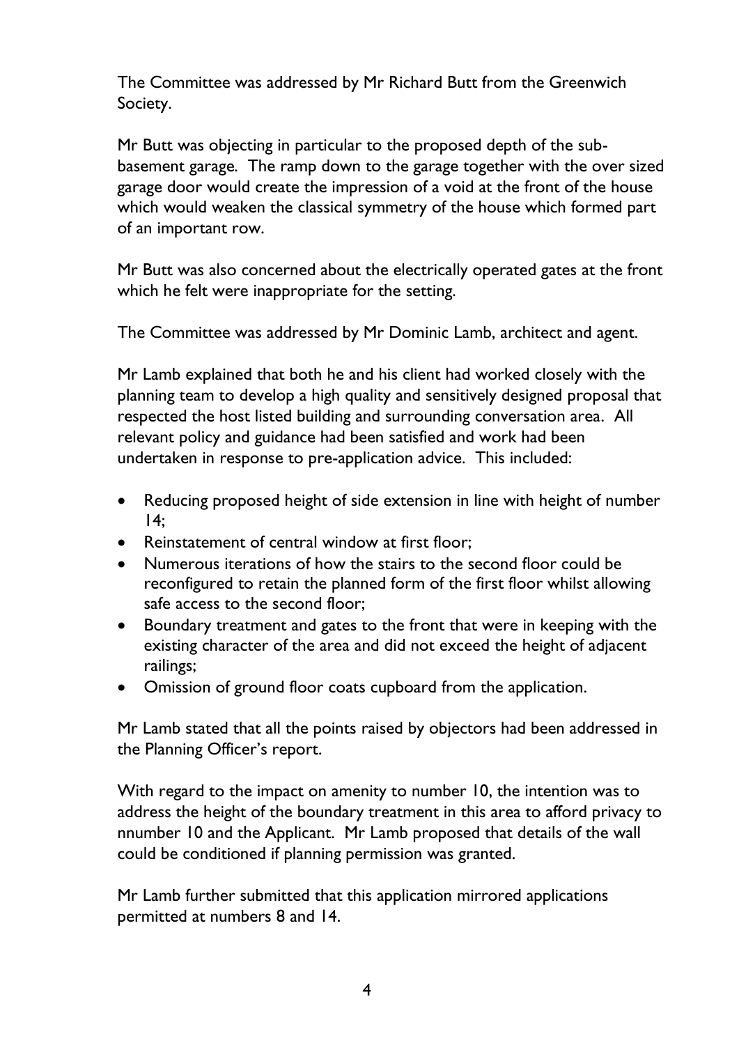The Committee was addressed by Mr Richard Butt from the Greenwich Society.

Mr Butt was objecting in particular to the proposed depth of the sub-basement garage. The ramp down to the garage together with the over sized garage door would create the impression of a void at the front of the house which would weaken the classical symmetry of the house which formed part of an important row.

Mr Butt was also concerned about the electrically operated gates at the front which he felt were inappropriate for the setting.

The Committee was addressed by Mr Dominic Lamb, architect and agent.

Mr Lamb explained that both he and his client had worked closely with the planning team to develop a high quality and sensitively designed proposal that respected the host listed building and surrounding conversation area. All relevant policy and guidance had been satisfied and work had been undertaken in response to pre-application advice. This included:

- Reducing proposed height of side extension in line with height of number 14;
- Reinstatement of central window at first floor;
- Numerous iterations of how the stairs to the second floor could be reconfigured to retain the planned form of the first floor whilst allowing safe access to the second floor;
- Boundary treatment and gates to the front that were in keeping with the existing character of the area and did not exceed the height of adjacent railings;
- Omission of ground floor coats cupboard from the application.

Mr Lamb stated that all the points raised by objectors had been addressed in the Planning Officer's report.

With regard to the impact on amenity to number 10, the intention was to address the height of the boundary treatment in this area to afford privacy to nnumber 10 and the Applicant. Mr Lamb proposed that details of the wall could be conditioned if planning permission was granted.

Mr Lamb further submitted that this application mirrored applications permitted at numbers 8 and 14.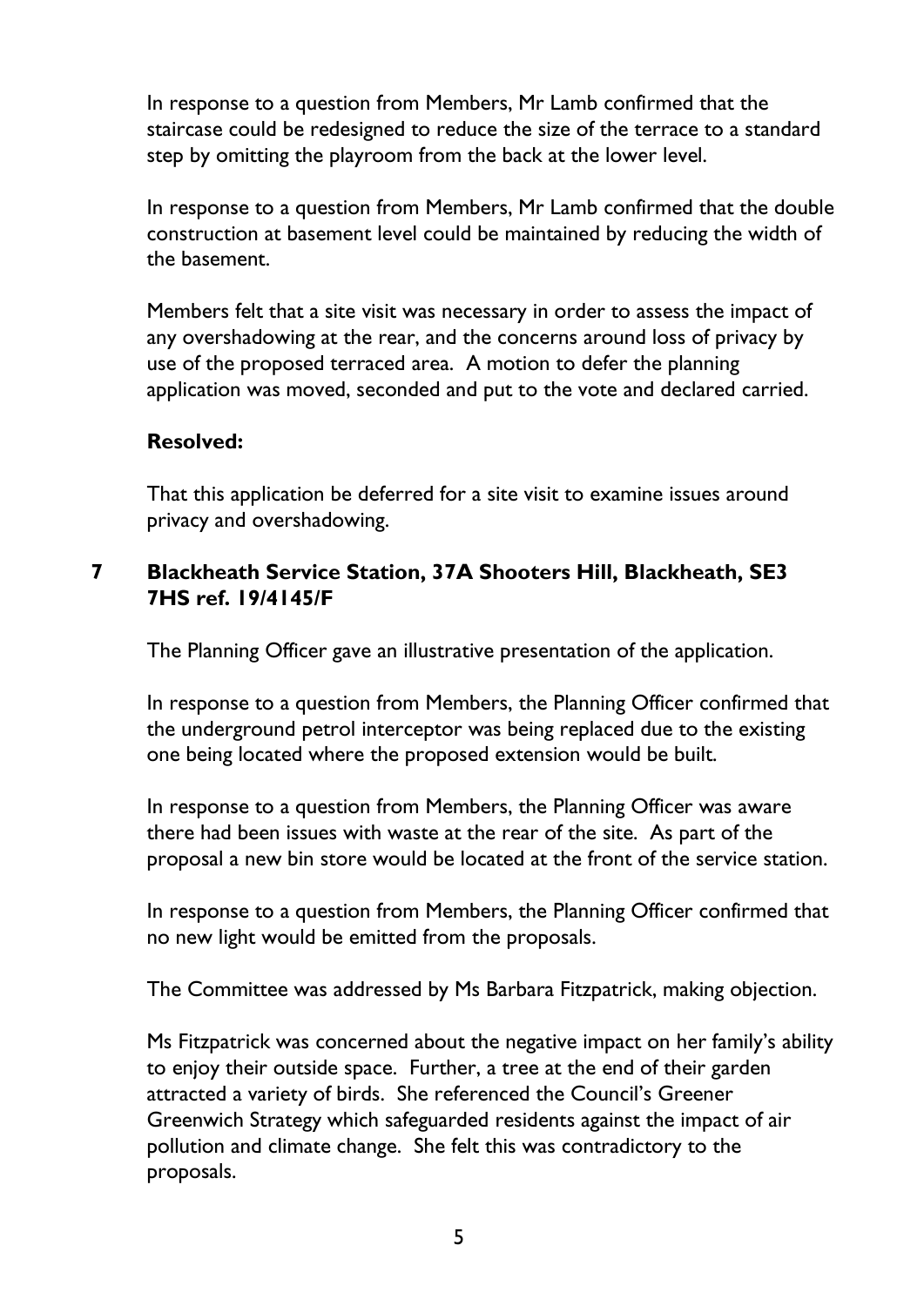In response to a question from Members, Mr Lamb confirmed that the staircase could be redesigned to reduce the size of the terrace to a standard step by omitting the playroom from the back at the lower level.

In response to a question from Members, Mr Lamb confirmed that the double construction at basement level could be maintained by reducing the width of the basement.

Members felt that a site visit was necessary in order to assess the impact of any overshadowing at the rear, and the concerns around loss of privacy by use of the proposed terraced area. A motion to defer the planning application was moved, seconded and put to the vote and declared carried.

**Resolved:**

That this application be deferred for a site visit to examine issues around privacy and overshadowing.

## 7 Blackheath Service Station, 37A Shooters Hill, Blackheath, SE3 7HS ref. 19/4145/F

The Planning Officer gave an illustrative presentation of the application.

In response to a question from Members, the Planning Officer confirmed that the underground petrol interceptor was being replaced due to the existing one being located where the proposed extension would be built.

In response to a question from Members, the Planning Officer was aware there had been issues with waste at the rear of the site. As part of the proposal a new bin store would be located at the front of the service station.

In response to a question from Members, the Planning Officer confirmed that no new light would be emitted from the proposals.

The Committee was addressed by Ms Barbara Fitzpatrick, making objection.

Ms Fitzpatrick was concerned about the negative impact on her family's ability to enjoy their outside space. Further, a tree at the end of their garden attracted a variety of birds. She referenced the Council's Greener Greenwich Strategy which safeguarded residents against the impact of air pollution and climate change. She felt this was contradictory to the proposals.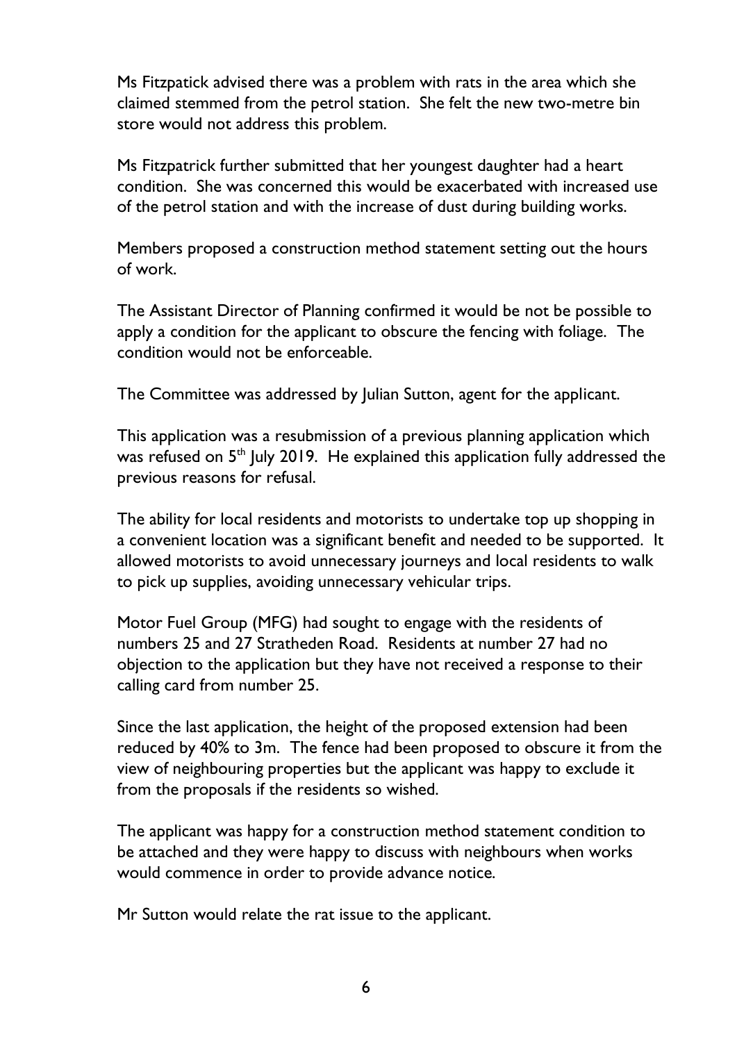Ms Fitzpatick advised there was a problem with rats in the area which she claimed stemmed from the petrol station. She felt the new two-metre bin store would not address this problem.

Ms Fitzpatrick further submitted that her youngest daughter had a heart condition. She was concerned this would be exacerbated with increased use of the petrol station and with the increase of dust during building works.

Members proposed a construction method statement setting out the hours of work.

The Assistant Director of Planning confirmed it would be not be possible to apply a condition for the applicant to obscure the fencing with foliage. The condition would not be enforceable.

The Committee was addressed by Julian Sutton, agent for the applicant.

This application was a resubmission of a previous planning application which was refused on 5th July 2019. He explained this application fully addressed the previous reasons for refusal.

The ability for local residents and motorists to undertake top up shopping in a convenient location was a significant benefit and needed to be supported. It allowed motorists to avoid unnecessary journeys and local residents to walk to pick up supplies, avoiding unnecessary vehicular trips.

Motor Fuel Group (MFG) had sought to engage with the residents of numbers 25 and 27 Stratheden Road. Residents at number 27 had no objection to the application but they have not received a response to their calling card from number 25.

Since the last application, the height of the proposed extension had been reduced by 40% to 3m. The fence had been proposed to obscure it from the view of neighbouring properties but the applicant was happy to exclude it from the proposals if the residents so wished.

The applicant was happy for a construction method statement condition to be attached and they were happy to discuss with neighbours when works would commence in order to provide advance notice.

Mr Sutton would relate the rat issue to the applicant.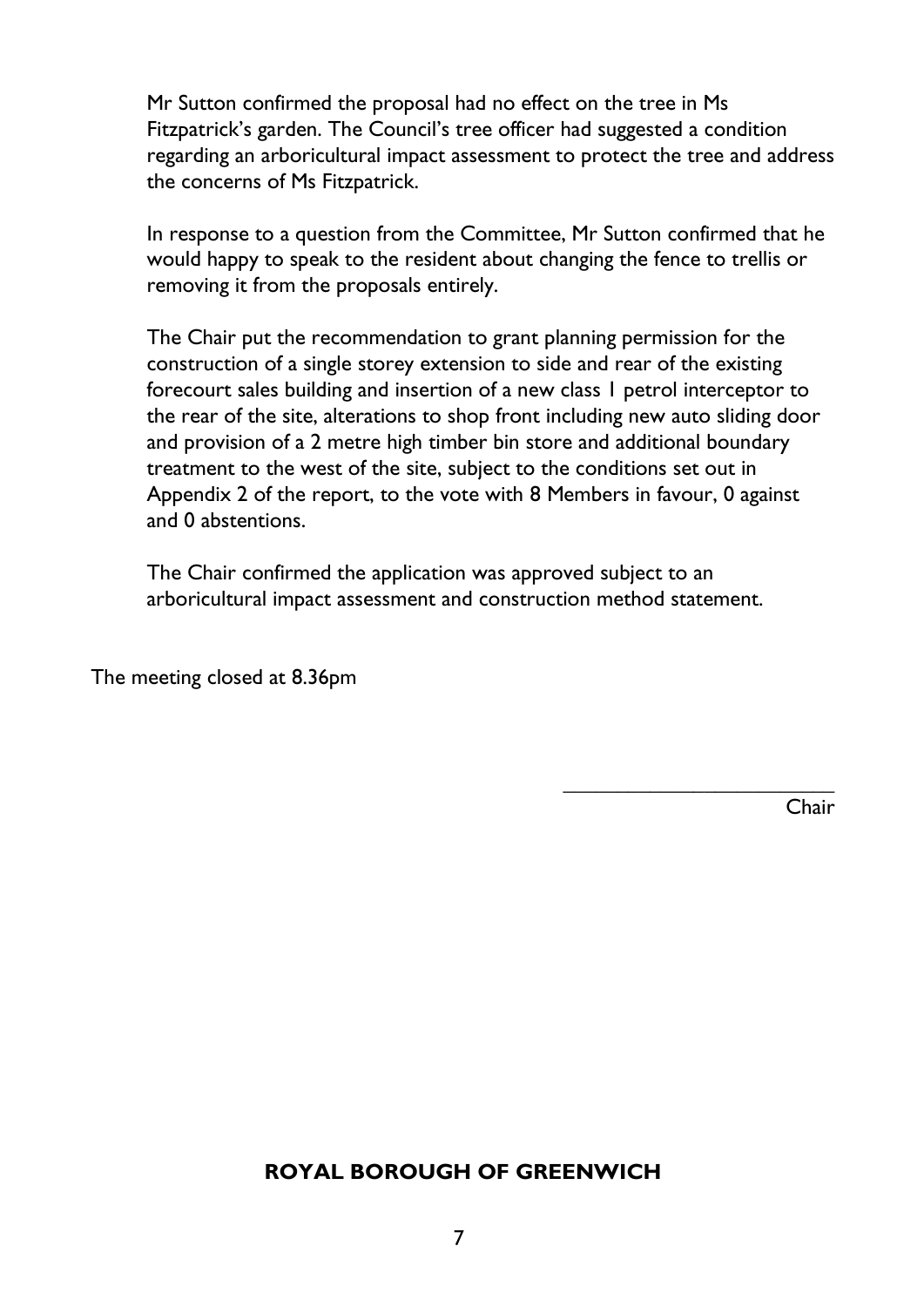Mr Sutton confirmed the proposal had no effect on the tree in Ms Fitzpatrick's garden. The Council's tree officer had suggested a condition regarding an arboricultural impact assessment to protect the tree and address the concerns of Ms Fitzpatrick.

In response to a question from the Committee, Mr Sutton confirmed that he would happy to speak to the resident about changing the fence to trellis or removing it from the proposals entirely.

The Chair put the recommendation to grant planning permission for the construction of a single storey extension to side and rear of the existing forecourt sales building and insertion of a new class 1 petrol interceptor to the rear of the site, alterations to shop front including new auto sliding door and provision of a 2 metre high timber bin store and additional boundary treatment to the west of the site, subject to the conditions set out in Appendix 2 of the report, to the vote with 8 Members in favour, 0 against and 0 abstentions.

The Chair confirmed the application was approved subject to an arboricultural impact assessment and construction method statement.

The meeting closed at 8.36pm

\_\_\_\_\_\_\_\_\_\_\_\_\_\_\_\_\_\_\_\_\_\_\_\_

Chair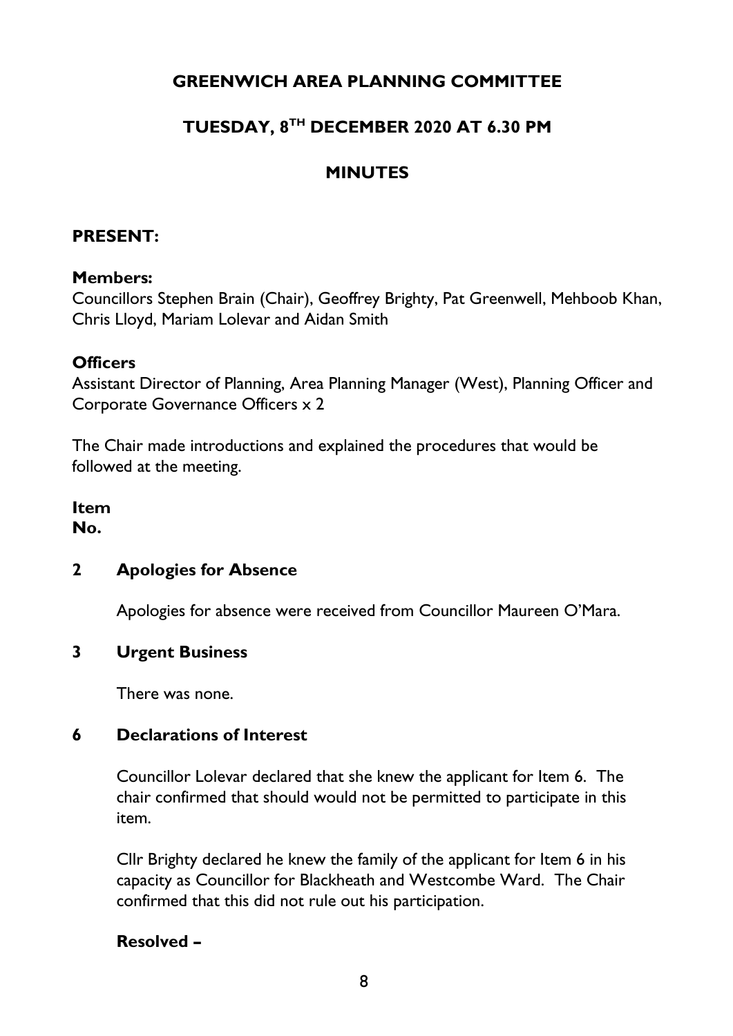# GREENWICH AREA PLANNING COMMITTEE

## TUESDAY, 8TH DECEMBER 2020 AT 6.30 PM

## MINUTES

**PRESENT:**

**Members:**
Councillors Stephen Brain (Chair), Geoffrey Brighty, Pat Greenwell, Mehboob Khan, Chris Lloyd, Mariam Lolevar and Aidan Smith

**Officers**
Assistant Director of Planning, Area Planning Manager (West), Planning Officer and Corporate Governance Officers x 2

The Chair made introductions and explained the procedures that would be followed at the meeting.

**Item No.**

**2 Apologies for Absence**

Apologies for absence were received from Councillor Maureen O'Mara.

**3 Urgent Business**

There was none.

**6 Declarations of Interest**

Councillor Lolevar declared that she knew the applicant for Item 6. The chair confirmed that should would not be permitted to participate in this item.

Cllr Brighty declared he knew the family of the applicant for Item 6 in his capacity as Councillor for Blackheath and Westcombe Ward. The Chair confirmed that this did not rule out his participation.

**Resolved –**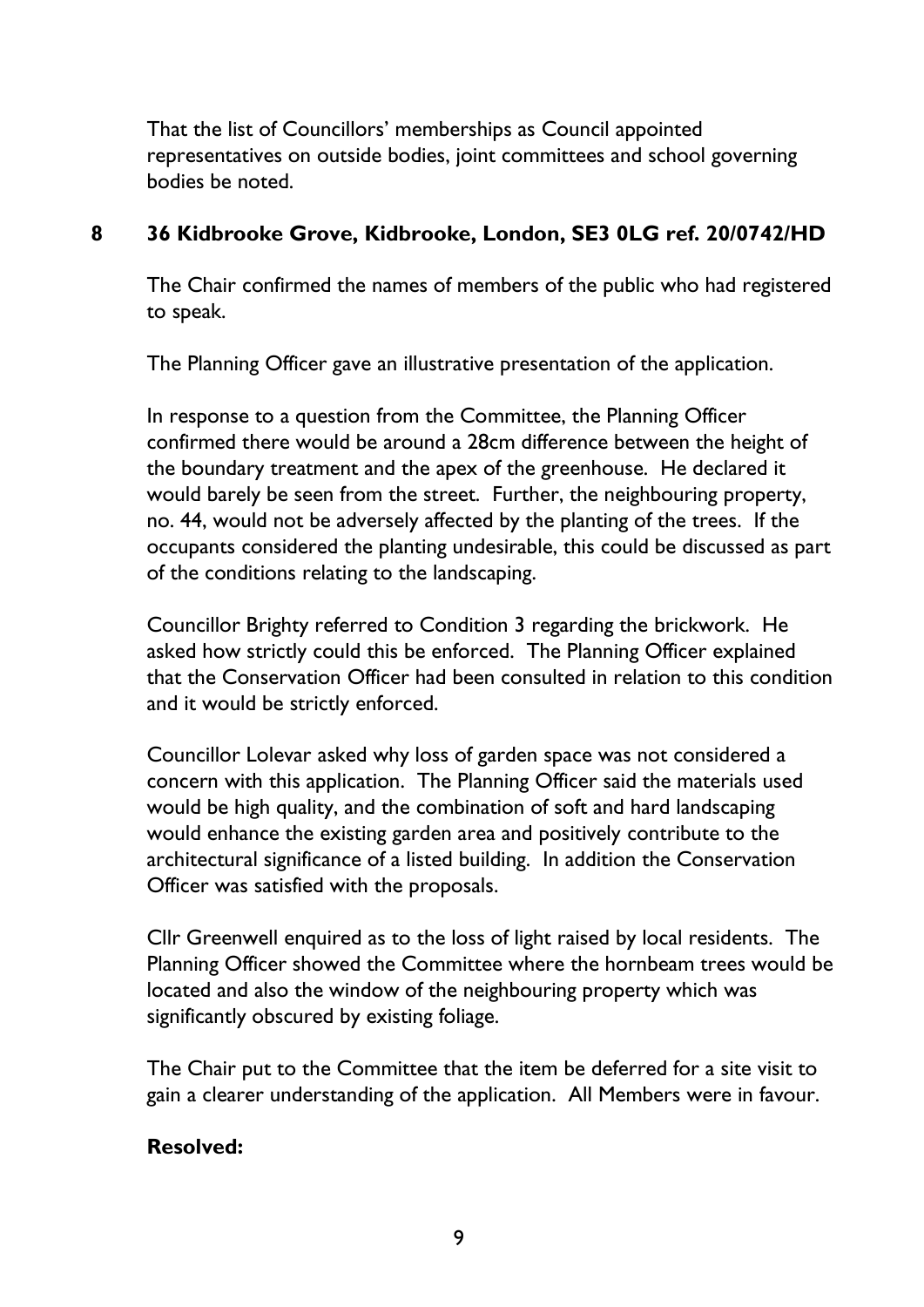That the list of Councillors' memberships as Council appointed representatives on outside bodies, joint committees and school governing bodies be noted.

## 8 36 Kidbrooke Grove, Kidbrooke, London, SE3 0LG ref. 20/0742/HD

The Chair confirmed the names of members of the public who had registered to speak.

The Planning Officer gave an illustrative presentation of the application.

In response to a question from the Committee, the Planning Officer confirmed there would be around a 28cm difference between the height of the boundary treatment and the apex of the greenhouse. He declared it would barely be seen from the street. Further, the neighbouring property, no. 44, would not be adversely affected by the planting of the trees. If the occupants considered the planting undesirable, this could be discussed as part of the conditions relating to the landscaping.

Councillor Brighty referred to Condition 3 regarding the brickwork. He asked how strictly could this be enforced. The Planning Officer explained that the Conservation Officer had been consulted in relation to this condition and it would be strictly enforced.

Councillor Lolevar asked why loss of garden space was not considered a concern with this application. The Planning Officer said the materials used would be high quality, and the combination of soft and hard landscaping would enhance the existing garden area and positively contribute to the architectural significance of a listed building. In addition the Conservation Officer was satisfied with the proposals.

Cllr Greenwell enquired as to the loss of light raised by local residents. The Planning Officer showed the Committee where the hornbeam trees would be located and also the window of the neighbouring property which was significantly obscured by existing foliage.

The Chair put to the Committee that the item be deferred for a site visit to gain a clearer understanding of the application. All Members were in favour.

**Resolved:**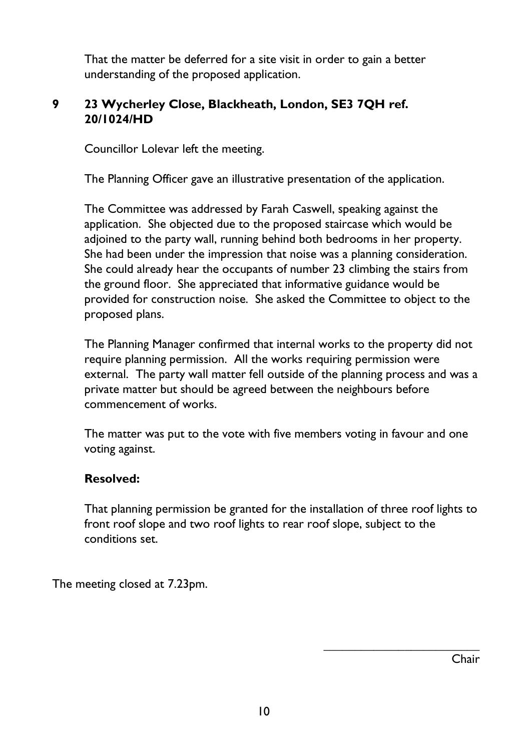That the matter be deferred for a site visit in order to gain a better understanding of the proposed application.

## 9 23 Wycherley Close, Blackheath, London, SE3 7QH ref. 20/1024/HD

Councillor Lolevar left the meeting.

The Planning Officer gave an illustrative presentation of the application.

The Committee was addressed by Farah Caswell, speaking against the application. She objected due to the proposed staircase which would be adjoined to the party wall, running behind both bedrooms in her property. She had been under the impression that noise was a planning consideration. She could already hear the occupants of number 23 climbing the stairs from the ground floor. She appreciated that informative guidance would be provided for construction noise. She asked the Committee to object to the proposed plans.

The Planning Manager confirmed that internal works to the property did not require planning permission. All the works requiring permission were external. The party wall matter fell outside of the planning process and was a private matter but should be agreed between the neighbours before commencement of works.

The matter was put to the vote with five members voting in favour and one voting against.

**Resolved:**

That planning permission be granted for the installation of three roof lights to front roof slope and two roof lights to rear roof slope, subject to the conditions set.

The meeting closed at 7.23pm.

\_\_\_\_\_\_\_\_\_\_\_\_\_\_\_\_\_\_\_\_\_\_\_\_\_

Chair